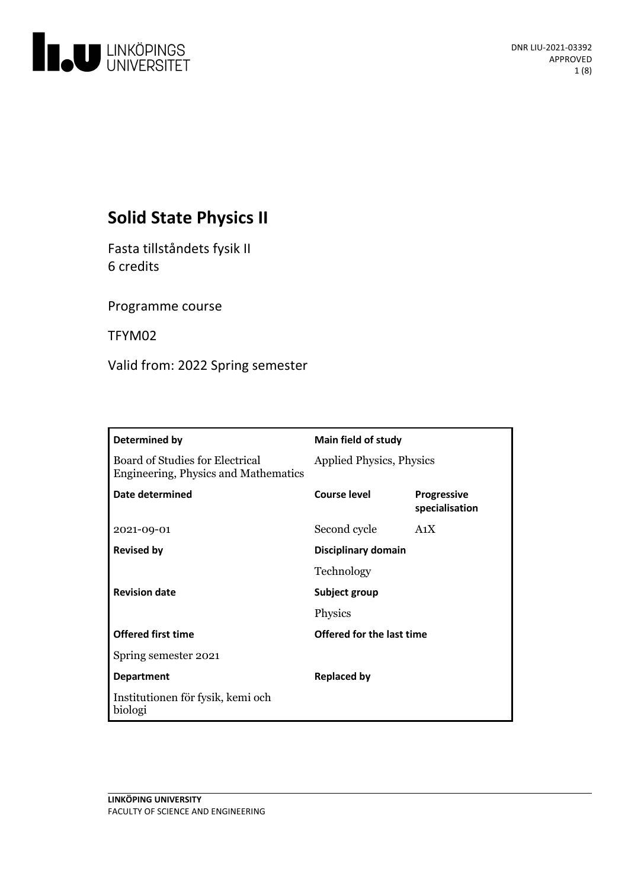# Solid State Physics II

Fasta tillståndets fysik II
6 credits

Programme course

TFYM02

Valid from: 2022 Spring semester

| Determined by | Main field of study | |
|---|---|---|
| Board of Studies for Electrical Engineering, Physics and Mathematics | Applied Physics, Physics | |
| **Date determined** | **Course level** | **Progressive specialisation** |
| 2021-09-01 | Second cycle | A1X |
| **Revised by** | **Disciplinary domain** | |
| | Technology | |
| **Revision date** | **Subject group** | |
| | Physics | |
| **Offered first time** | **Offered for the last time** | |
| Spring semester 2021 | | |
| **Department** | **Replaced by** | |
| Institutionen för fysik, kemi och biologi | | |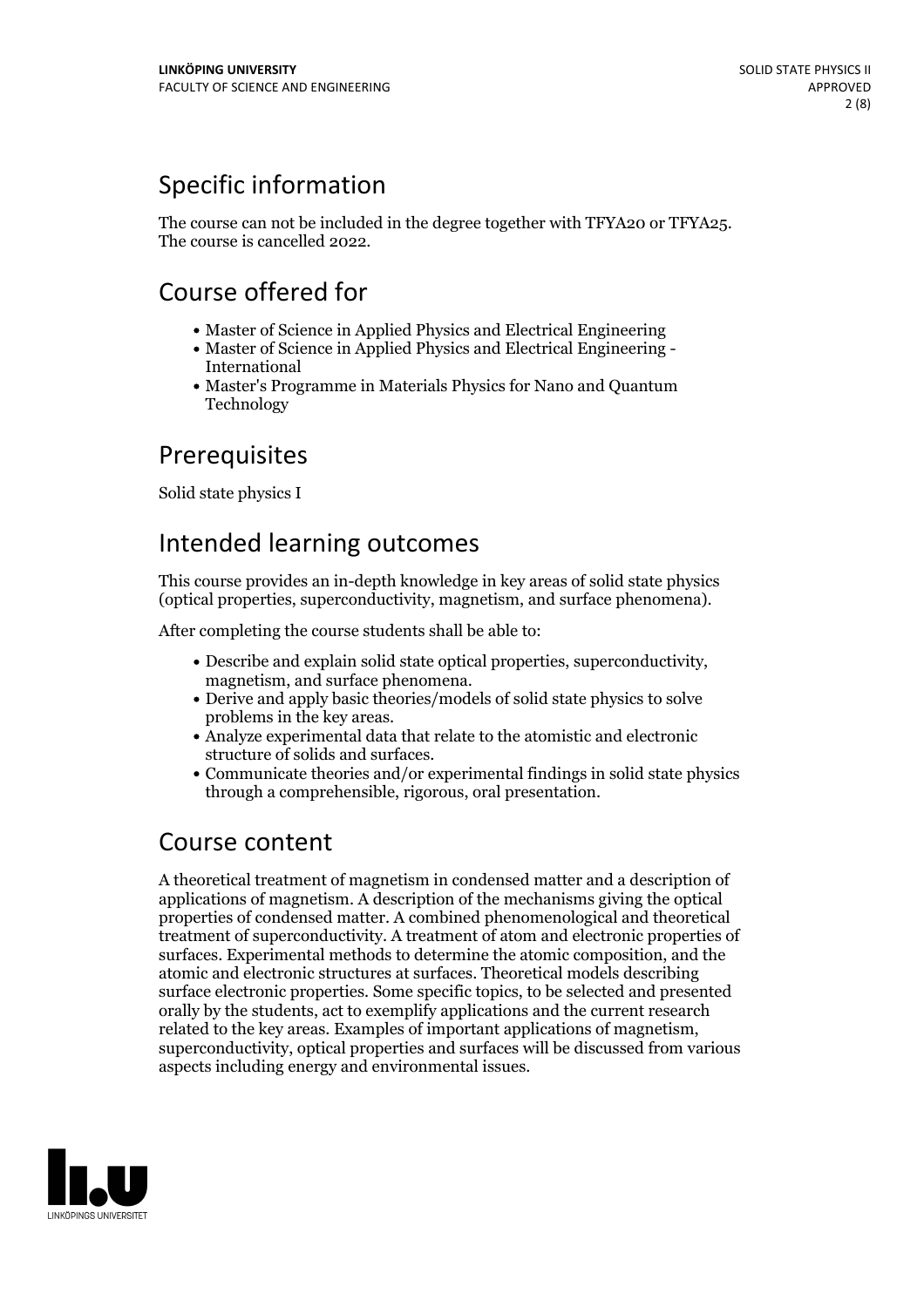## Specific information

The course can not be included in the degree together with TFYA20 or TFYA25. The course is cancelled 2022.

## Course offered for

- Master of Science in Applied Physics and Electrical Engineering
- Master of Science in Applied Physics and Electrical Engineering - International
- Master's Programme in Materials Physics for Nano and Quantum Technology

## Prerequisites

Solid state physics I

## Intended learning outcomes

This course provides an in-depth knowledge in key areas of solid state physics (optical properties, superconductivity, magnetism, and surface phenomena).

After completing the course students shall be able to:

- Describe and explain solid state optical properties, superconductivity, magnetism, and surface phenomena.
- Derive and apply basic theories/models of solid state physics to solve problems in the key areas.
- Analyze experimental data that relate to the atomistic and electronic structure of solids and surfaces.
- Communicate theories and/or experimental findings in solid state physics through a comprehensible, rigorous, oral presentation.

## Course content

A theoretical treatment of magnetism in condensed matter and a description of applications of magnetism. A description of the mechanisms giving the optical properties of condensed matter. A combined phenomenological and theoretical treatment of superconductivity. A treatment of atom and electronic properties of surfaces. Experimental methods to determine the atomic composition, and the atomic and electronic structures at surfaces. Theoretical models describing surface electronic properties. Some specific topics, to be selected and presented orally by the students, act to exemplify applications and the current research related to the key areas. Examples of important applications of magnetism, superconductivity, optical properties and surfaces will be discussed from various aspects including energy and environmental issues.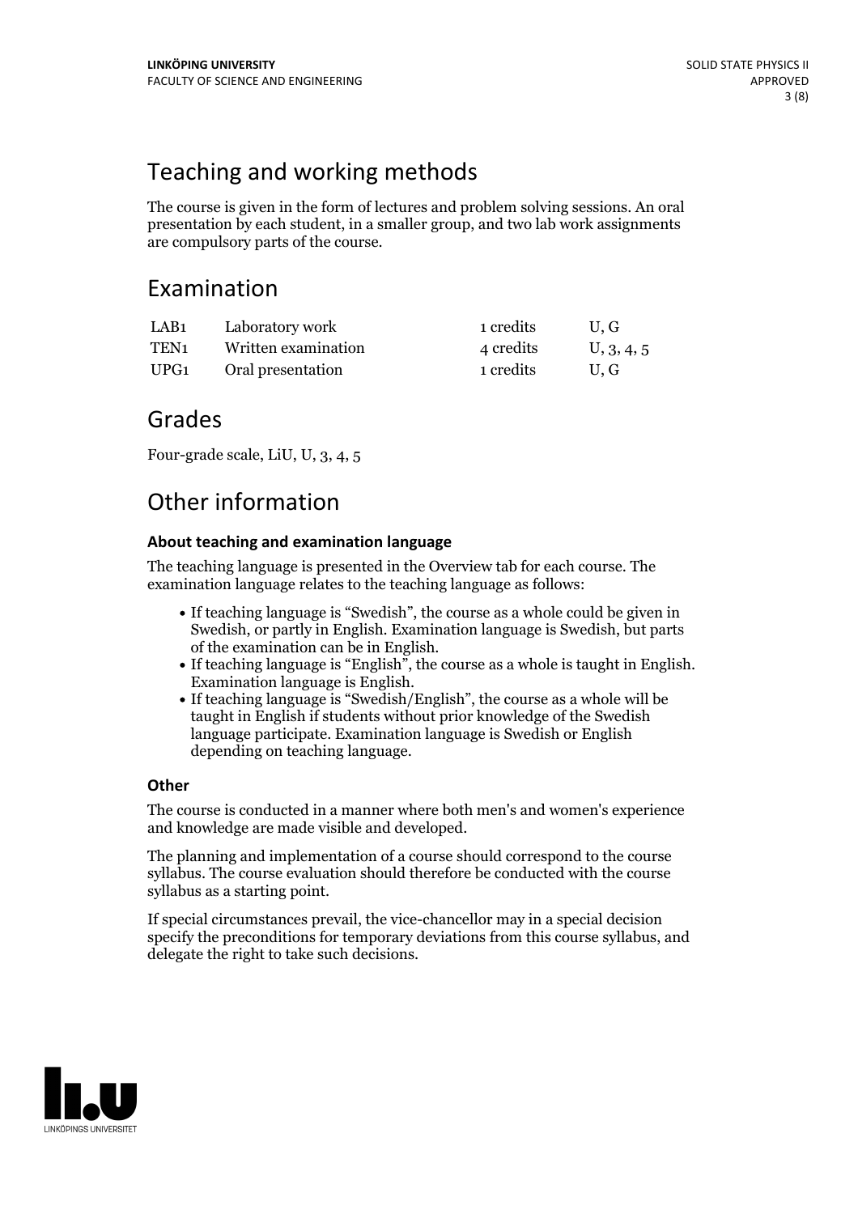## Teaching and working methods

The course is given in the form of lectures and problem solving sessions. An oral presentation by each student, in a smaller group, and two lab work assignments are compulsory parts of the course.

## Examination

| | | | |
|---|---|---|---|
| LAB1 | Laboratory work | 1 credits | U, G |
| TEN1 | Written examination | 4 credits | U, 3, 4, 5 |
| UPG1 | Oral presentation | 1 credits | U, G |

## Grades

Four-grade scale, LiU, U, 3, 4, 5

## Other information

### About teaching and examination language

The teaching language is presented in the Overview tab for each course. The examination language relates to the teaching language as follows:

- If teaching language is "Swedish", the course as a whole could be given in Swedish, or partly in English. Examination language is Swedish, but parts of the examination can be in English.
- If teaching language is "English", the course as a whole is taught in English. Examination language is English.
- If teaching language is "Swedish/English", the course as a whole will be taught in English if students without prior knowledge of the Swedish language participate. Examination language is Swedish or English depending on teaching language.

### Other

The course is conducted in a manner where both men's and women's experience and knowledge are made visible and developed.

The planning and implementation of a course should correspond to the course syllabus. The course evaluation should therefore be conducted with the course syllabus as a starting point.

If special circumstances prevail, the vice-chancellor may in a special decision specify the preconditions for temporary deviations from this course syllabus, and delegate the right to take such decisions.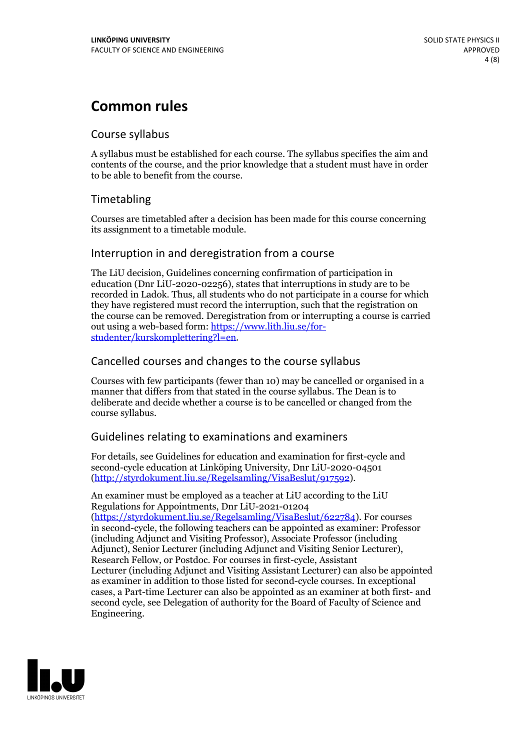# Common rules

## Course syllabus

A syllabus must be established for each course. The syllabus specifies the aim and contents of the course, and the prior knowledge that a student must have in order to be able to benefit from the course.

## Timetabling

Courses are timetabled after a decision has been made for this course concerning its assignment to a timetable module.

## Interruption in and deregistration from a course

The LiU decision, Guidelines concerning confirmation of participation in education (Dnr LiU-2020-02256), states that interruptions in study are to be recorded in Ladok. Thus, all students who do not participate in a course for which they have registered must record the interruption, such that the registration on the course can be removed. Deregistration from or interrupting a course is carried out using a web-based form: https://www.lith.liu.se/for-studenter/kurskomplettering?l=en.

## Cancelled courses and changes to the course syllabus

Courses with few participants (fewer than 10) may be cancelled or organised in a manner that differs from that stated in the course syllabus. The Dean is to deliberate and decide whether a course is to be cancelled or changed from the course syllabus.

## Guidelines relating to examinations and examiners

For details, see Guidelines for education and examination for first-cycle and second-cycle education at Linköping University, Dnr LiU-2020-04501 (http://styrdokument.liu.se/Regelsamling/VisaBeslut/917592).

An examiner must be employed as a teacher at LiU according to the LiU Regulations for Appointments, Dnr LiU-2021-01204 (https://styrdokument.liu.se/Regelsamling/VisaBeslut/622784). For courses in second-cycle, the following teachers can be appointed as examiner: Professor (including Adjunct and Visiting Professor), Associate Professor (including Adjunct), Senior Lecturer (including Adjunct and Visiting Senior Lecturer), Research Fellow, or Postdoc. For courses in first-cycle, Assistant Lecturer (including Adjunct and Visiting Assistant Lecturer) can also be appointed as examiner in addition to those listed for second-cycle courses. In exceptional cases, a Part-time Lecturer can also be appointed as an examiner at both first- and second cycle, see Delegation of authority for the Board of Faculty of Science and Engineering.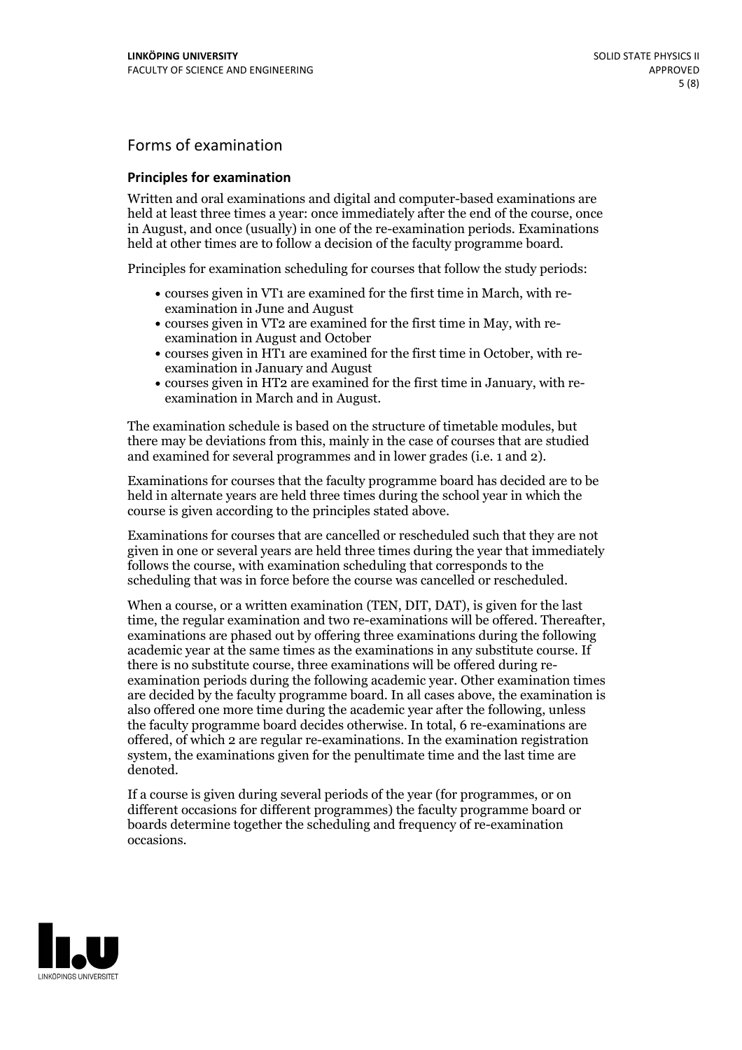## Forms of examination

### Principles for examination

Written and oral examinations and digital and computer-based examinations are held at least three times a year: once immediately after the end of the course, once in August, and once (usually) in one of the re-examination periods. Examinations held at other times are to follow a decision of the faculty programme board.

Principles for examination scheduling for courses that follow the study periods:

- courses given in VT1 are examined for the first time in March, with re-examination in June and August
- courses given in VT2 are examined for the first time in May, with re-examination in August and October
- courses given in HT1 are examined for the first time in October, with re-examination in January and August
- courses given in HT2 are examined for the first time in January, with re-examination in March and in August.

The examination schedule is based on the structure of timetable modules, but there may be deviations from this, mainly in the case of courses that are studied and examined for several programmes and in lower grades (i.e. 1 and 2).

Examinations for courses that the faculty programme board has decided are to be held in alternate years are held three times during the school year in which the course is given according to the principles stated above.

Examinations for courses that are cancelled or rescheduled such that they are not given in one or several years are held three times during the year that immediately follows the course, with examination scheduling that corresponds to the scheduling that was in force before the course was cancelled or rescheduled.

When a course, or a written examination (TEN, DIT, DAT), is given for the last time, the regular examination and two re-examinations will be offered. Thereafter, examinations are phased out by offering three examinations during the following academic year at the same times as the examinations in any substitute course. If there is no substitute course, three examinations will be offered during re-examination periods during the following academic year. Other examination times are decided by the faculty programme board. In all cases above, the examination is also offered one more time during the academic year after the following, unless the faculty programme board decides otherwise. In total, 6 re-examinations are offered, of which 2 are regular re-examinations. In the examination registration system, the examinations given for the penultimate time and the last time are denoted.

If a course is given during several periods of the year (for programmes, or on different occasions for different programmes) the faculty programme board or boards determine together the scheduling and frequency of re-examination occasions.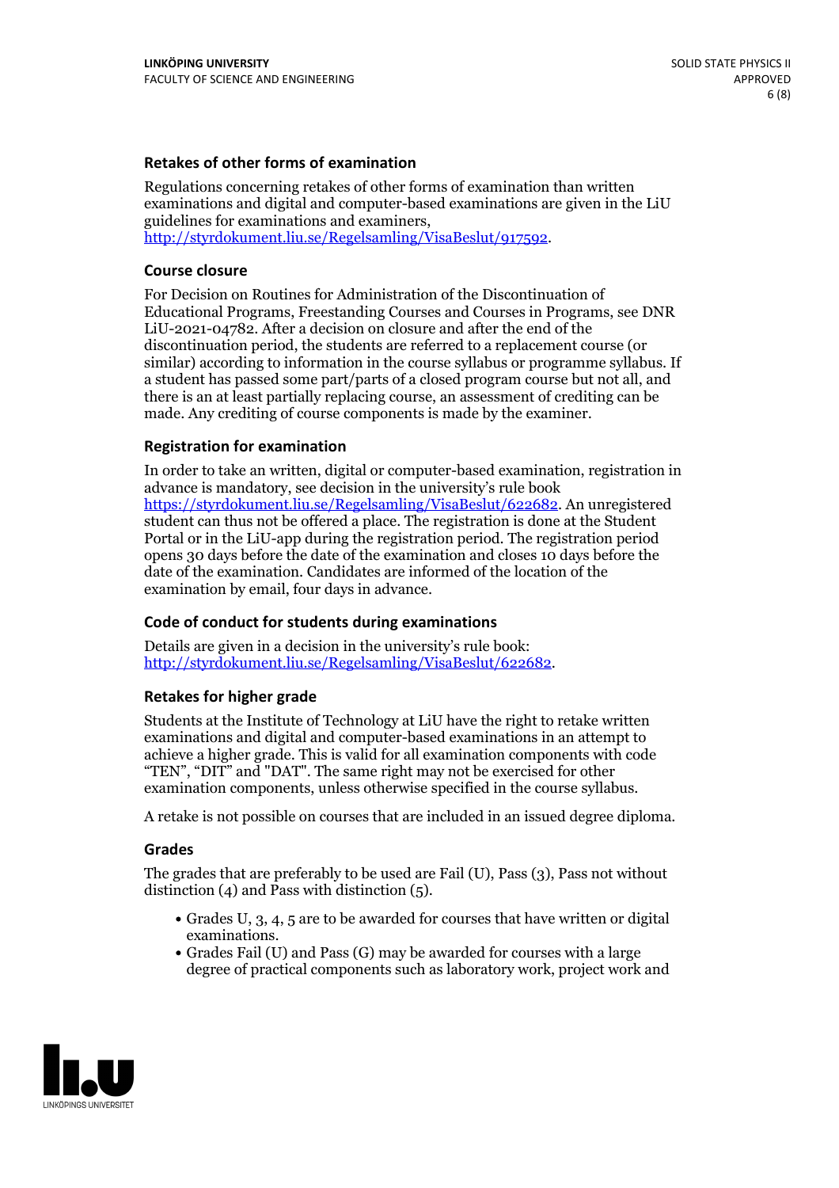### Retakes of other forms of examination

Regulations concerning retakes of other forms of examination than written examinations and digital and computer-based examinations are given in the LiU guidelines for examinations and examiners, http://styrdokument.liu.se/Regelsamling/VisaBeslut/917592.

### Course closure

For Decision on Routines for Administration of the Discontinuation of Educational Programs, Freestanding Courses and Courses in Programs, see DNR LiU-2021-04782. After a decision on closure and after the end of the discontinuation period, the students are referred to a replacement course (or similar) according to information in the course syllabus or programme syllabus. If a student has passed some part/parts of a closed program course but not all, and there is an at least partially replacing course, an assessment of crediting can be made. Any crediting of course components is made by the examiner.

### Registration for examination

In order to take an written, digital or computer-based examination, registration in advance is mandatory, see decision in the university's rule book https://styrdokument.liu.se/Regelsamling/VisaBeslut/622682. An unregistered student can thus not be offered a place. The registration is done at the Student Portal or in the LiU-app during the registration period. The registration period opens 30 days before the date of the examination and closes 10 days before the date of the examination. Candidates are informed of the location of the examination by email, four days in advance.

### Code of conduct for students during examinations

Details are given in a decision in the university's rule book: http://styrdokument.liu.se/Regelsamling/VisaBeslut/622682.

### Retakes for higher grade

Students at the Institute of Technology at LiU have the right to retake written examinations and digital and computer-based examinations in an attempt to achieve a higher grade. This is valid for all examination components with code "TEN", "DIT" and "DAT". The same right may not be exercised for other examination components, unless otherwise specified in the course syllabus.

A retake is not possible on courses that are included in an issued degree diploma.

### Grades

The grades that are preferably to be used are Fail (U), Pass (3), Pass not without distinction (4) and Pass with distinction (5).

- Grades U, 3, 4, 5 are to be awarded for courses that have written or digital examinations.
- Grades Fail (U) and Pass (G) may be awarded for courses with a large degree of practical components such as laboratory work, project work and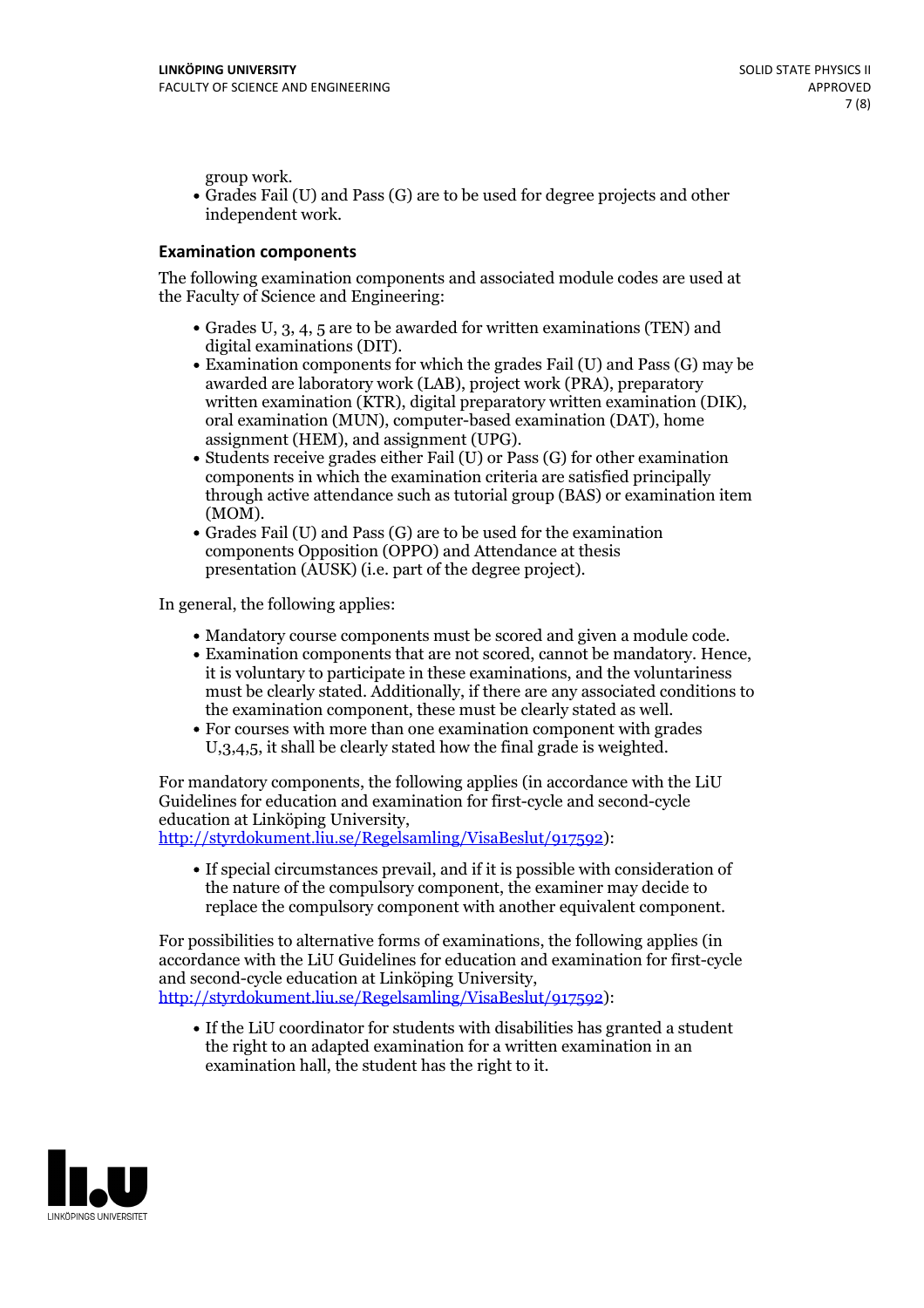group work.

- Grades Fail (U) and Pass (G) are to be used for degree projects and other independent work.

### Examination components

The following examination components and associated module codes are used at the Faculty of Science and Engineering:

- Grades U, 3, 4, 5 are to be awarded for written examinations (TEN) and digital examinations (DIT).
- Examination components for which the grades Fail (U) and Pass (G) may be awarded are laboratory work (LAB), project work (PRA), preparatory written examination (KTR), digital preparatory written examination (DIK), oral examination (MUN), computer-based examination (DAT), home assignment (HEM), and assignment (UPG).
- Students receive grades either Fail (U) or Pass (G) for other examination components in which the examination criteria are satisfied principally through active attendance such as tutorial group (BAS) or examination item (MOM).
- Grades Fail (U) and Pass (G) are to be used for the examination components Opposition (OPPO) and Attendance at thesis presentation (AUSK) (i.e. part of the degree project).

In general, the following applies:

- Mandatory course components must be scored and given a module code.
- Examination components that are not scored, cannot be mandatory. Hence, it is voluntary to participate in these examinations, and the voluntariness must be clearly stated. Additionally, if there are any associated conditions to the examination component, these must be clearly stated as well.
- For courses with more than one examination component with grades U,3,4,5, it shall be clearly stated how the final grade is weighted.

For mandatory components, the following applies (in accordance with the LiU Guidelines for education and examination for first-cycle and second-cycle education at Linköping University, http://styrdokument.liu.se/Regelsamling/VisaBeslut/917592):

- If special circumstances prevail, and if it is possible with consideration of the nature of the compulsory component, the examiner may decide to replace the compulsory component with another equivalent component.

For possibilities to alternative forms of examinations, the following applies (in accordance with the LiU Guidelines for education and examination for first-cycle and second-cycle education at Linköping University, http://styrdokument.liu.se/Regelsamling/VisaBeslut/917592):

- If the LiU coordinator for students with disabilities has granted a student the right to an adapted examination for a written examination in an examination hall, the student has the right to it.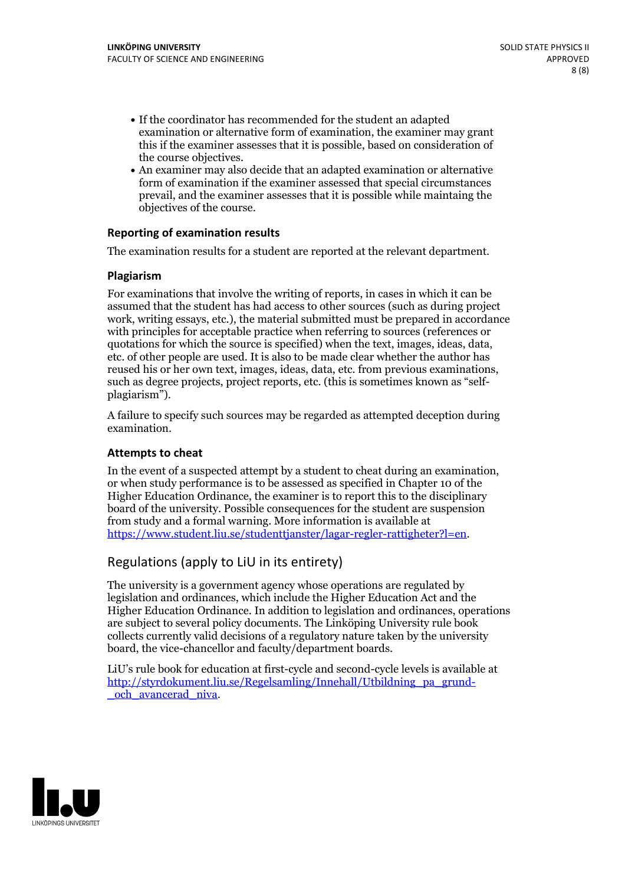- If the coordinator has recommended for the student an adapted examination or alternative form of examination, the examiner may grant this if the examiner assesses that it is possible, based on consideration of the course objectives.
- An examiner may also decide that an adapted examination or alternative form of examination if the examiner assessed that special circumstances prevail, and the examiner assesses that it is possible while maintaing the objectives of the course.

### Reporting of examination results

The examination results for a student are reported at the relevant department.

### Plagiarism

For examinations that involve the writing of reports, in cases in which it can be assumed that the student has had access to other sources (such as during project work, writing essays, etc.), the material submitted must be prepared in accordance with principles for acceptable practice when referring to sources (references or quotations for which the source is specified) when the text, images, ideas, data, etc. of other people are used. It is also to be made clear whether the author has reused his or her own text, images, ideas, data, etc. from previous examinations, such as degree projects, project reports, etc. (this is sometimes known as "self-plagiarism").

A failure to specify such sources may be regarded as attempted deception during examination.

### Attempts to cheat

In the event of a suspected attempt by a student to cheat during an examination, or when study performance is to be assessed as specified in Chapter 10 of the Higher Education Ordinance, the examiner is to report this to the disciplinary board of the university. Possible consequences for the student are suspension from study and a formal warning. More information is available at https://www.student.liu.se/studenttjanster/lagar-regler-rattigheter?l=en.

## Regulations (apply to LiU in its entirety)

The university is a government agency whose operations are regulated by legislation and ordinances, which include the Higher Education Act and the Higher Education Ordinance. In addition to legislation and ordinances, operations are subject to several policy documents. The Linköping University rule book collects currently valid decisions of a regulatory nature taken by the university board, the vice-chancellor and faculty/department boards.

LiU's rule book for education at first-cycle and second-cycle levels is available at http://styrdokument.liu.se/Regelsamling/Innehall/Utbildning_pa_grund-_och_avancerad_niva.